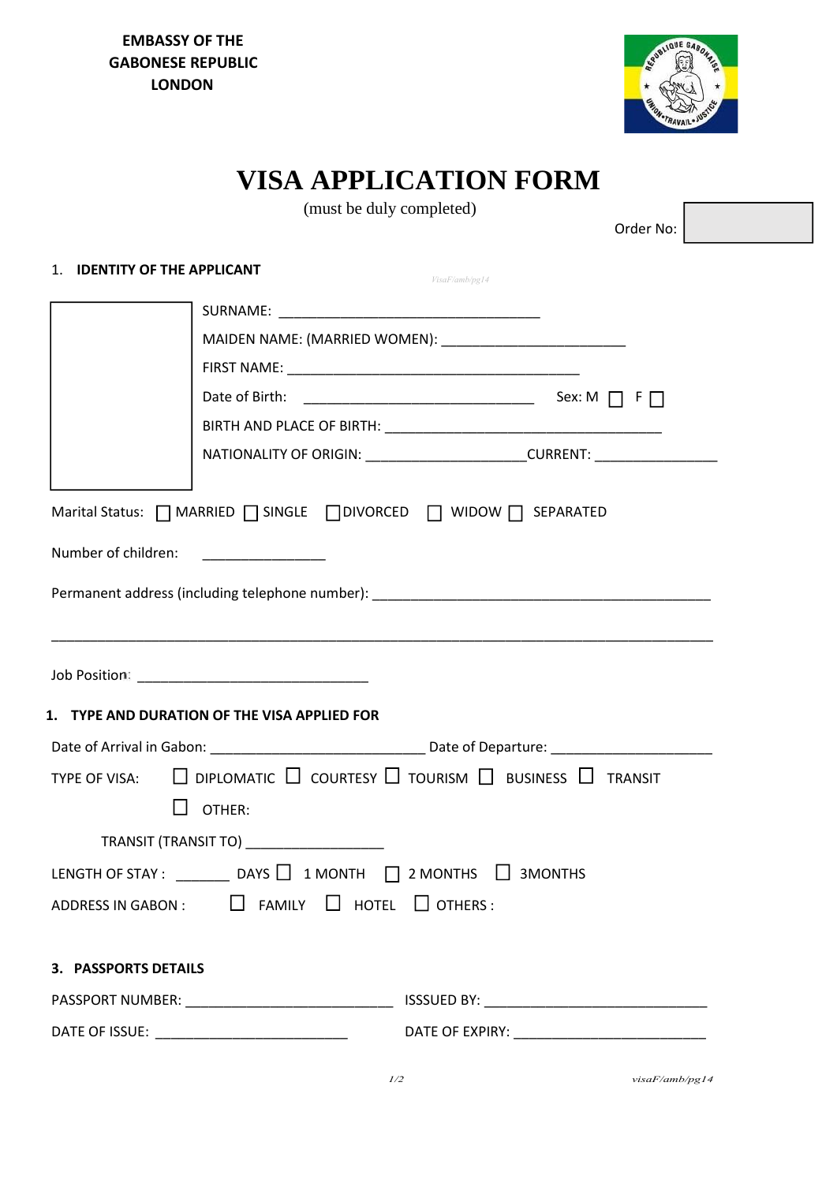**EMBASSY OF THE GABONESE REPUBLIC LONDON**

# VISA APPLICATION FORM

(must be duly completed)

Order No:

VisaF/amb/pg14

## 1. IDENTITY OF THE APPLICANT

SURNAME: ________________________________

MAIDEN NAME: (MARRIED WOMEN): ______________________

FIRST NAME: ___________________________________

Date of Birth: ____________________________ Sex: M ☐ F ☐

BIRTH AND PLACE OF BIRTH: __________________________________

NATIONALITY OF ORIGIN: ____________________CURRENT: _______________

Marital Status: ☐ MARRIED ☐ SINGLE ☐ DIVORCED ☐ WIDOW ☐ SEPARATED

Number of children: _______________

Permanent address (including telephone number): __________________________________________

________________________________________________________________________________

Job Position: _____________________________

## 1. TYPE AND DURATION OF THE VISA APPLIED FOR

Date of Arrival in Gabon: __________________________ Date of Departure: ____________________

TYPE OF VISA: ☐ DIPLOMATIC ☐ COURTESY ☐ TOURISM ☐ BUSINESS ☐ TRANSIT

☐ OTHER:

TRANSIT (TRANSIT TO) _________________

LENGTH OF STAY : _______ DAYS ☐ 1 MONTH ☐ 2 MONTHS ☐ 3MONTHS

ADDRESS IN GABON : ☐ FAMILY ☐ HOTEL ☐ OTHERS :

## 3. PASSPORTS DETAILS

PASSPORT NUMBER: __________________________ ISSSUED BY: ____________________________

DATE OF ISSUE: ________________________ DATE OF EXPIRY: _________________________

visaF/amb/pg14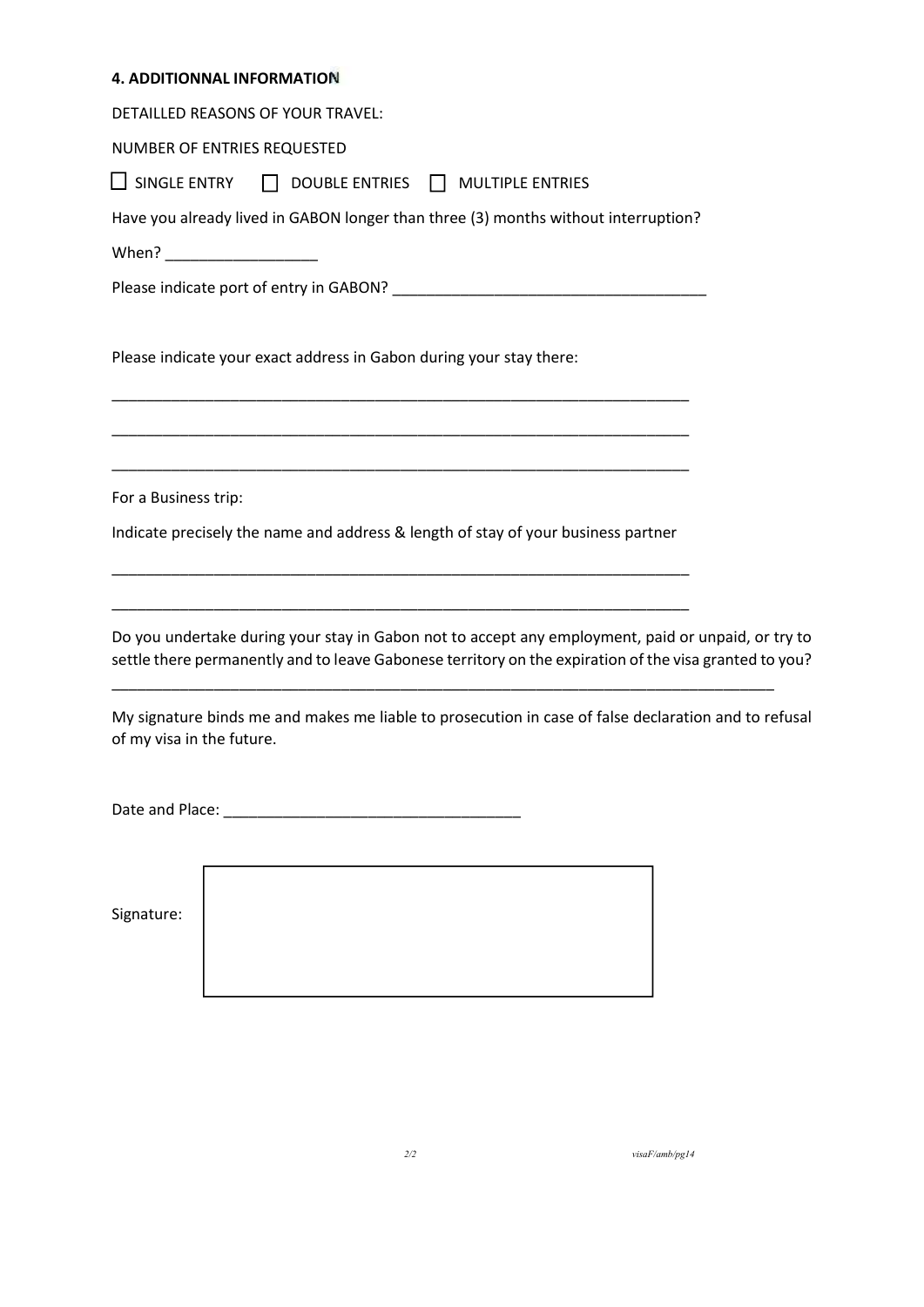**4. ADDITIONNAL INFORMATION**

DETAILLED REASONS OF YOUR TRAVEL:

NUMBER OF ENTRIES REQUESTED

☐ SINGLE ENTRY ☐ DOUBLE ENTRIES ☐ MULTIPLE ENTRIES

Have you already lived in GABON longer than three (3) months without interruption?

When? __________________

Please indicate port of entry in GABON? _____________________________________

Please indicate your exact address in Gabon during your stay there:

_____________________________________________________________________

_____________________________________________________________________

_____________________________________________________________________

For a Business trip:

Indicate precisely the name and address & length of stay of your business partner

_____________________________________________________________________

_____________________________________________________________________

Do you undertake during your stay in Gabon not to accept any employment, paid or unpaid, or try to settle there permanently and to leave Gabonese territory on the expiration of the visa granted to you?

______________________________________________________________________________

My signature binds me and makes me liable to prosecution in case of false declaration and to refusal of my visa in the future.

Date and Place: ___________________________________

Signature:

visaF/amb/pg14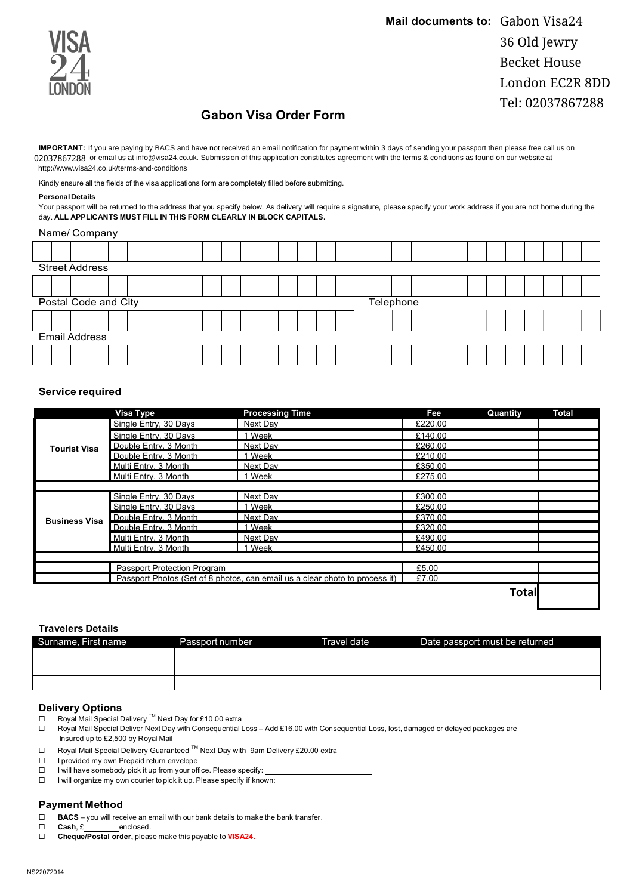VISA 24 LONDON

**Mail documents to:** Gabon Visa24
36 Old Jewry
Becket House
London EC2R 8DD
Tel: 02037867288

# Gabon Visa Order Form

**IMPORTANT:** If you are paying by BACS and have not received an email notification for payment within 3 days of sending your passport then please free call us on 02037867288 or email us at info@visa24.co.uk. Submission of this application constitutes agreement with the terms & conditions as found on our website at http://www.visa24.co.uk/terms-and-conditions

Kindly ensure all the fields of the visa applications form are completely filled before submitting.

**Personal Details**

Your passport will be returned to the address that you specify below. As delivery will require a signature, please specify your work address if you are not home during the day. **ALL APPLICANTS MUST FILL IN THIS FORM CLEARLY IN BLOCK CAPITALS.**

Name/ Company

Street Address

Postal Code and City

Telephone

Email Address

## Service required

| | Visa Type | Processing Time | Fee | Quantity | Total |
|---|---|---|---|---|---|
| Tourist Visa | Single Entry, 30 Days | Next Day | £220.00 | | |
| | Single Entry, 30 Days | 1 Week | £140.00 | | |
| | Double Entry, 3 Month | Next Day | £260.00 | | |
| | Double Entry, 3 Month | 1 Week | £210.00 | | |
| | Multi Entry, 3 Month | Next Day | £350.00 | | |
| | Multi Entry, 3 Month | 1 Week | £275.00 | | |
| Business Visa | Single Entry, 30 Days | Next Day | £300.00 | | |
| | Single Entry, 30 Days | 1 Week | £250.00 | | |
| | Double Entry, 3 Month | Next Day | £370.00 | | |
| | Double Entry, 3 Month | 1 Week | £320.00 | | |
| | Multi Entry, 3 Month | Next Day | £490.00 | | |
| | Multi Entry, 3 Month | 1 Week | £450.00 | | |
| | Passport Protection Program | | £5.00 | | |
| | Passport Photos (Set of 8 photos, can email us a clear photo to process it) | | £7.00 | | |
| | | | | **Total** | |

## Travelers Details

| Surname, First name | Passport number | Travel date | Date passport must be returned |
|---|---|---|---|
| | | | |
| | | | |
| | | | |

## Delivery Options

- ☐ Royal Mail Special Delivery ™ Next Day for £10.00 extra
- ☐ Royal Mail Special Deliver Next Day with Consequential Loss – Add £16.00 with Consequential Loss, lost, damaged or delayed packages are Insured up to £2,500 by Royal Mail
- ☐ Royal Mail Special Delivery Guaranteed ™ Next Day with 9am Delivery £20.00 extra
- ☐ I provided my own Prepaid return envelope
- ☐ I will have somebody pick it up from your office. Please specify: ____________
- ☐ I will organize my own courier to pick it up. Please specify if known: ____________

## Payment Method

- ☐ **BACS** – you will receive an email with our bank details to make the bank transfer.
- ☐ **Cash**, £________ enclosed.
- ☐ **Cheque/Postal order,** please make this payable to **VISA24.**

NS22072014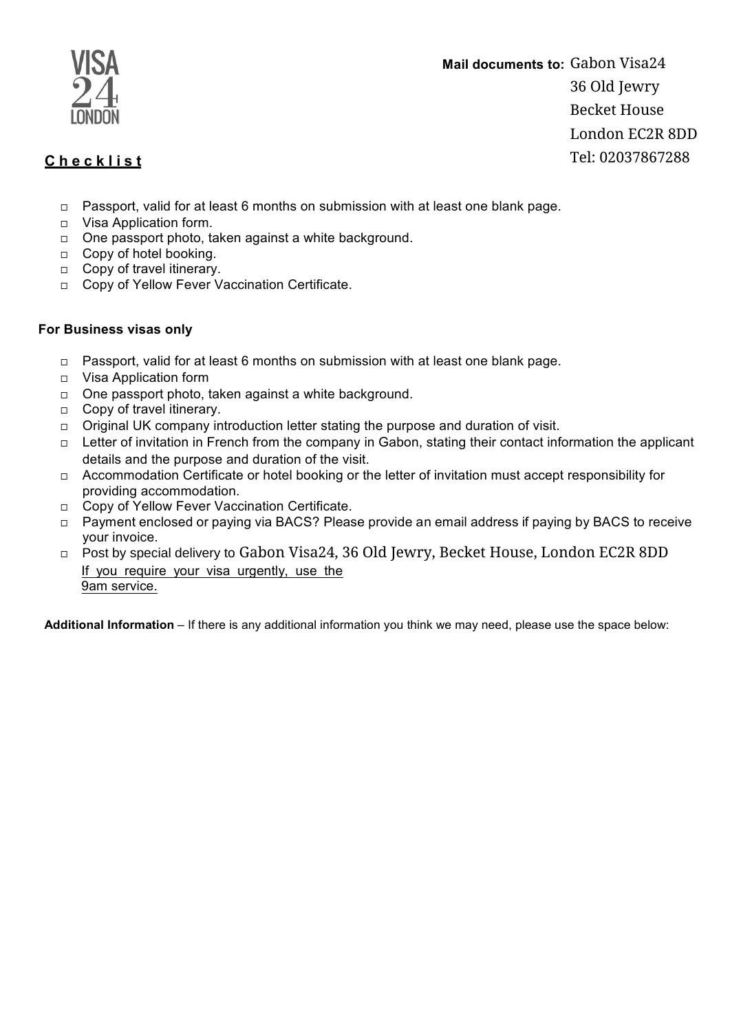VISA
24
LONDON

**Mail documents to:** Gabon Visa24
36 Old Jewry
Becket House
London EC2R 8DD
Tel: 02037867288

## Checklist

- □ Passport, valid for at least 6 months on submission with at least one blank page.
- □ Visa Application form.
- □ One passport photo, taken against a white background.
- □ Copy of hotel booking.
- □ Copy of travel itinerary.
- □ Copy of Yellow Fever Vaccination Certificate.

### For Business visas only

- □ Passport, valid for at least 6 months on submission with at least one blank page.
- □ Visa Application form
- □ One passport photo, taken against a white background.
- □ Copy of travel itinerary.
- □ Original UK company introduction letter stating the purpose and duration of visit.
- □ Letter of invitation in French from the company in Gabon, stating their contact information the applicant details and the purpose and duration of the visit.
- □ Accommodation Certificate or hotel booking or the letter of invitation must accept responsibility for providing accommodation.
- □ Copy of Yellow Fever Vaccination Certificate.
- □ Payment enclosed or paying via BACS? Please provide an email address if paying by BACS to receive your invoice.
- □ Post by special delivery to Gabon Visa24, 36 Old Jewry, Becket House, London EC2R 8DD
  If you require your visa urgently, use the 9am service.

**Additional Information** – If there is any additional information you think we may need, please use the space below: